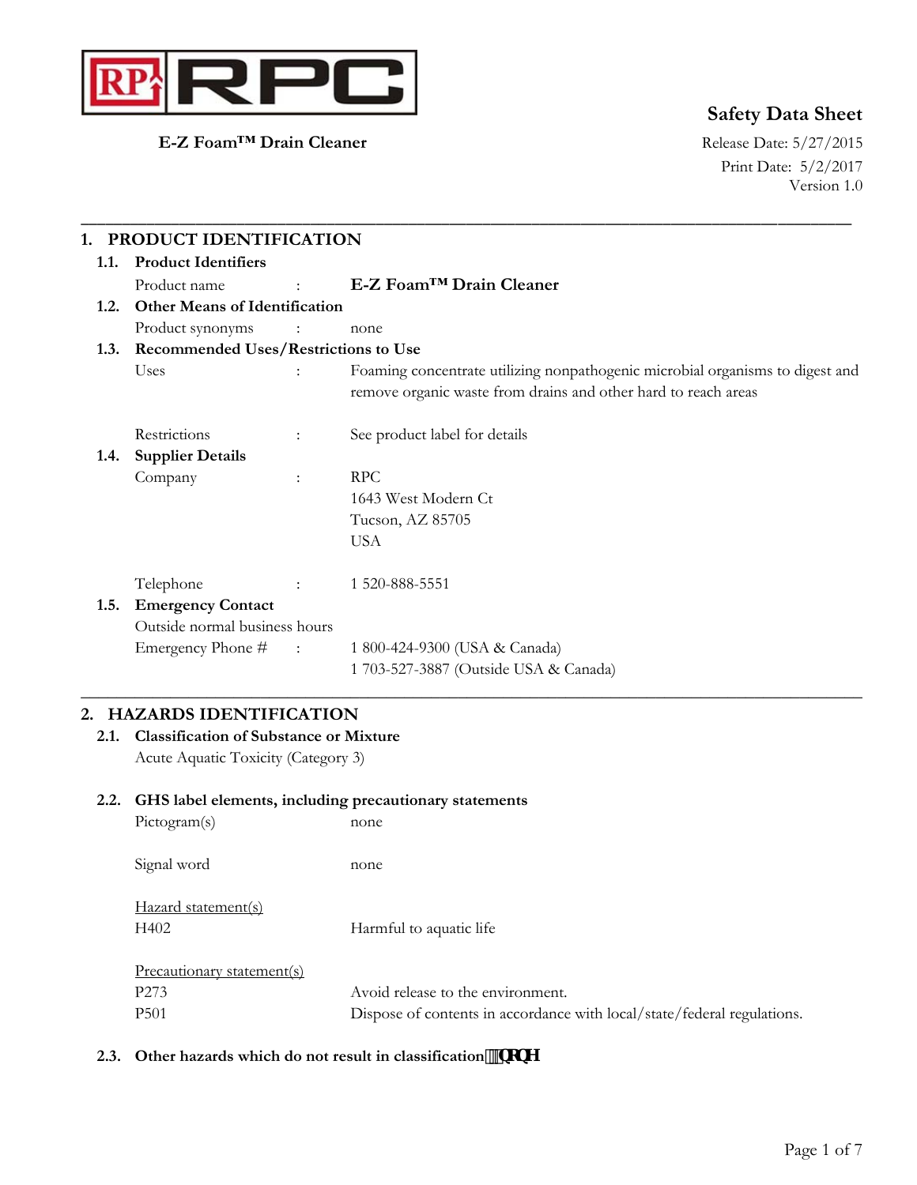RPC

**E-Z Foam™ Drain Cleaner**

# Safety Data Sheet

Release Date: 5/27/2015
Print Date: 5/2/2017
Version 1.0

## 1. PRODUCT IDENTIFICATION

### 1.1. Product Identifiers

Product name : **E-Z Foam™ Drain Cleaner**

### 1.2. Other Means of Identification

Product synonyms : none

### 1.3. Recommended Uses/Restrictions to Use

Uses : Foaming concentrate utilizing nonpathogenic microbial organisms to digest and remove organic waste from drains and other hard to reach areas

Restrictions : See product label for details

### 1.4. Supplier Details

Company : RPC
1643 West Modern Ct
Tucson, AZ 85705
USA

Telephone : 1 520-888-5551

### 1.5. Emergency Contact

Outside normal business hours
Emergency Phone # : 1 800-424-9300 (USA & Canada)
1 703-527-3887 (Outside USA & Canada)

## 2. HAZARDS IDENTIFICATION

### 2.1. Classification of Substance or Mixture

Acute Aquatic Toxicity (Category 3)

### 2.2. GHS label elements, including precautionary statements

Pictogram(s) none

Signal word none

Hazard statement(s)

H402 Harmful to aquatic life

Precautionary statement(s)

P273 Avoid release to the environment.
P501 Dispose of contents in accordance with local/state/federal regulations.

### 2.3. Other hazards which do not result in classification: none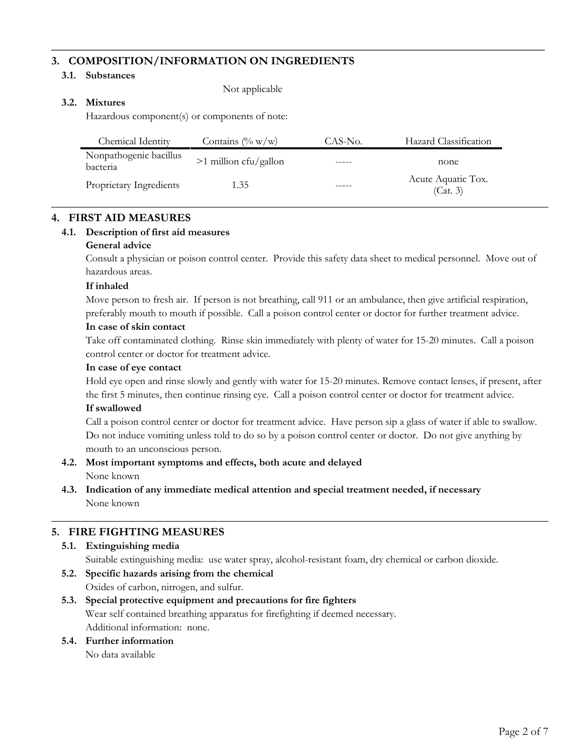## 3. COMPOSITION/INFORMATION ON INGREDIENTS

### 3.1. Substances

Not applicable

### 3.2. Mixtures

Hazardous component(s) or components of note:

| Chemical Identity | Contains (% w/w) | CAS-No. | Hazard Classification |
|---|---|---|---|
| Nonpathogenic bacillus bacteria | >1 million cfu/gallon | ----- | none |
| Proprietary Ingredients | 1.35 | ----- | Acute Aquatic Tox. (Cat. 3) |

## 4. FIRST AID MEASURES

### 4.1. Description of first aid measures

**General advice**

Consult a physician or poison control center. Provide this safety data sheet to medical personnel. Move out of hazardous areas.

**If inhaled**

Move person to fresh air. If person is not breathing, call 911 or an ambulance, then give artificial respiration, preferably mouth to mouth if possible. Call a poison control center or doctor for further treatment advice.

**In case of skin contact**

Take off contaminated clothing. Rinse skin immediately with plenty of water for 15-20 minutes. Call a poison control center or doctor for treatment advice.

**In case of eye contact**

Hold eye open and rinse slowly and gently with water for 15-20 minutes. Remove contact lenses, if present, after the first 5 minutes, then continue rinsing eye. Call a poison control center or doctor for treatment advice.

**If swallowed**

Call a poison control center or doctor for treatment advice. Have person sip a glass of water if able to swallow. Do not induce vomiting unless told to do so by a poison control center or doctor. Do not give anything by mouth to an unconscious person.

### 4.2. Most important symptoms and effects, both acute and delayed

None known

### 4.3. Indication of any immediate medical attention and special treatment needed, if necessary

None known

## 5. FIRE FIGHTING MEASURES

### 5.1. Extinguishing media

Suitable extinguishing media: use water spray, alcohol-resistant foam, dry chemical or carbon dioxide.

### 5.2. Specific hazards arising from the chemical

Oxides of carbon, nitrogen, and sulfur.

### 5.3. Special protective equipment and precautions for fire fighters

Wear self contained breathing apparatus for firefighting if deemed necessary.
Additional information: none.

### 5.4. Further information

No data available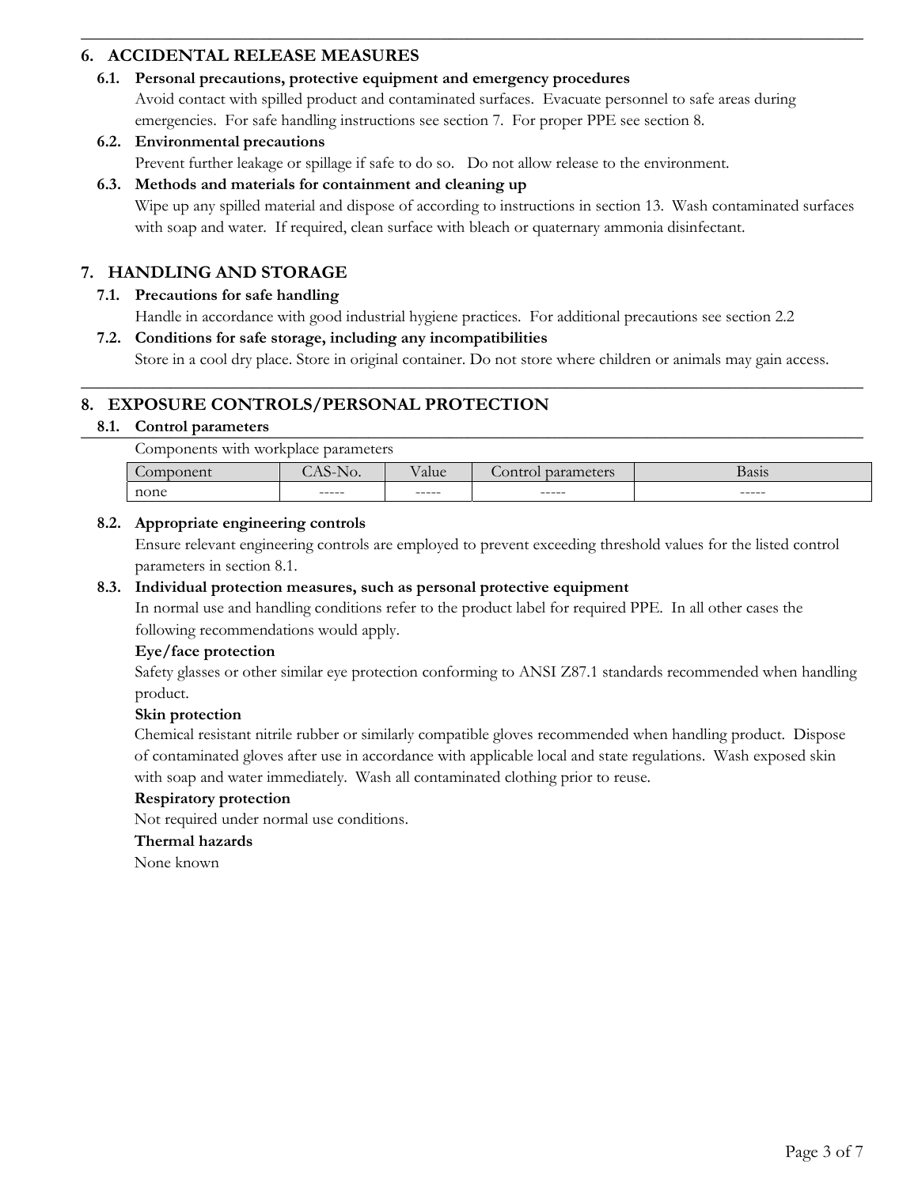## 6. ACCIDENTAL RELEASE MEASURES

### 6.1. Personal precautions, protective equipment and emergency procedures

Avoid contact with spilled product and contaminated surfaces. Evacuate personnel to safe areas during emergencies. For safe handling instructions see section 7. For proper PPE see section 8.

### 6.2. Environmental precautions

Prevent further leakage or spillage if safe to do so. Do not allow release to the environment.

### 6.3. Methods and materials for containment and cleaning up

Wipe up any spilled material and dispose of according to instructions in section 13. Wash contaminated surfaces with soap and water. If required, clean surface with bleach or quaternary ammonia disinfectant.

## 7. HANDLING AND STORAGE

### 7.1. Precautions for safe handling

Handle in accordance with good industrial hygiene practices. For additional precautions see section 2.2

### 7.2. Conditions for safe storage, including any incompatibilities

Store in a cool dry place. Store in original container. Do not store where children or animals may gain access.

## 8. EXPOSURE CONTROLS/PERSONAL PROTECTION

### 8.1. Control parameters

Components with workplace parameters

| Component | CAS-No. | Value | Control parameters | Basis |
|---|---|---|---|---|
| none | ----- | ----- | ----- | ----- |

### 8.2. Appropriate engineering controls

Ensure relevant engineering controls are employed to prevent exceeding threshold values for the listed control parameters in section 8.1.

### 8.3. Individual protection measures, such as personal protective equipment

In normal use and handling conditions refer to the product label for required PPE. In all other cases the following recommendations would apply.

**Eye/face protection**

Safety glasses or other similar eye protection conforming to ANSI Z87.1 standards recommended when handling product.

**Skin protection**

Chemical resistant nitrile rubber or similarly compatible gloves recommended when handling product. Dispose of contaminated gloves after use in accordance with applicable local and state regulations. Wash exposed skin with soap and water immediately. Wash all contaminated clothing prior to reuse.

**Respiratory protection**

Not required under normal use conditions.

**Thermal hazards**

None known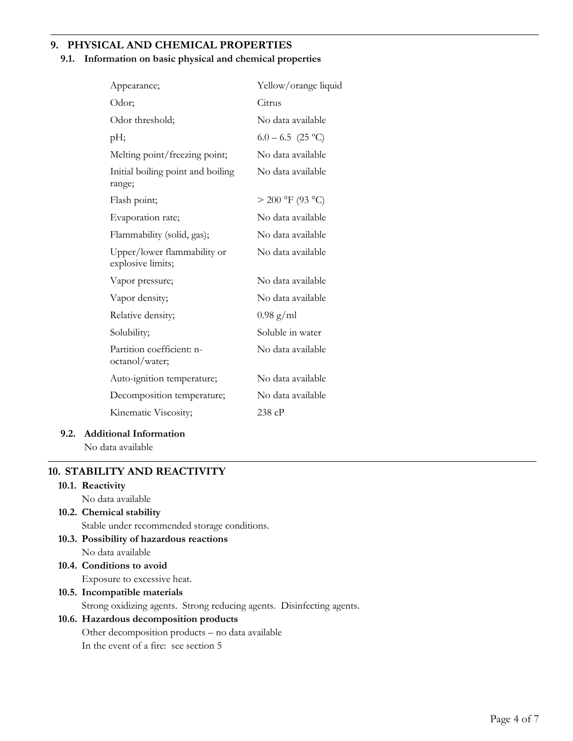## 9. PHYSICAL AND CHEMICAL PROPERTIES

### 9.1. Information on basic physical and chemical properties

| | |
|---|---|
| Appearance; | Yellow/orange liquid |
| Odor; | Citrus |
| Odor threshold; | No data available |
| pH; | 6.0 – 6.5 (25 ºC) |
| Melting point/freezing point; | No data available |
| Initial boiling point and boiling range; | No data available |
| Flash point; | > 200 °F (93 °C) |
| Evaporation rate; | No data available |
| Flammability (solid, gas); | No data available |
| Upper/lower flammability or explosive limits; | No data available |
| Vapor pressure; | No data available |
| Vapor density; | No data available |
| Relative density; | 0.98 g/ml |
| Solubility; | Soluble in water |
| Partition coefficient: n-octanol/water; | No data available |
| Auto-ignition temperature; | No data available |
| Decomposition temperature; | No data available |
| Kinematic Viscosity; | 238 cP |

### 9.2. Additional Information

No data available

## 10. STABILITY AND REACTIVITY

### 10.1. Reactivity

No data available

### 10.2. Chemical stability

Stable under recommended storage conditions.

### 10.3. Possibility of hazardous reactions

No data available

### 10.4. Conditions to avoid

Exposure to excessive heat.

### 10.5. Incompatible materials

Strong oxidizing agents. Strong reducing agents. Disinfecting agents.

### 10.6. Hazardous decomposition products

Other decomposition products – no data available

In the event of a fire: see section 5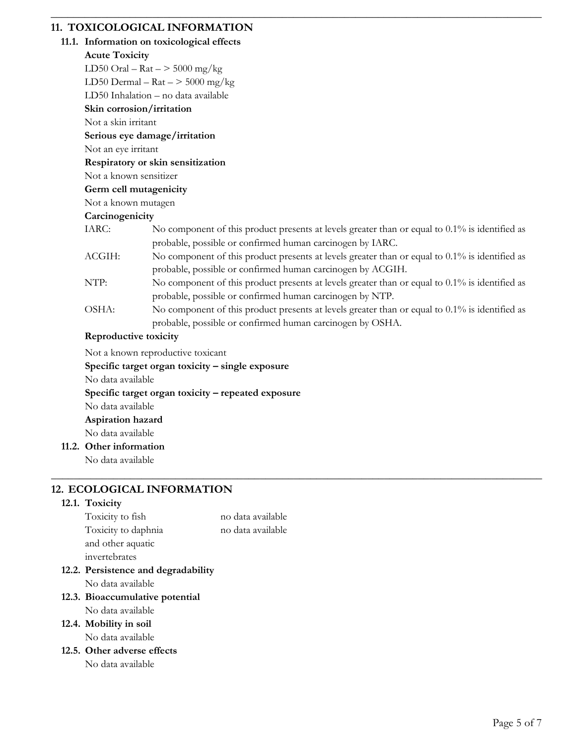## 11. TOXICOLOGICAL INFORMATION

### 11.1. Information on toxicological effects

**Acute Toxicity**

LD50 Oral – Rat – > 5000 mg/kg

LD50 Dermal – Rat – > 5000 mg/kg

LD50 Inhalation – no data available

**Skin corrosion/irritation**

Not a skin irritant

**Serious eye damage/irritation**

Not an eye irritant

**Respiratory or skin sensitization**

Not a known sensitizer

**Germ cell mutagenicity**

Not a known mutagen

**Carcinogenicity**

| | |
|---|---|
| IARC: | No component of this product presents at levels greater than or equal to 0.1% is identified as probable, possible or confirmed human carcinogen by IARC. |
| ACGIH: | No component of this product presents at levels greater than or equal to 0.1% is identified as probable, possible or confirmed human carcinogen by ACGIH. |
| NTP: | No component of this product presents at levels greater than or equal to 0.1% is identified as probable, possible or confirmed human carcinogen by NTP. |
| OSHA: | No component of this product presents at levels greater than or equal to 0.1% is identified as probable, possible or confirmed human carcinogen by OSHA. |

**Reproductive toxicity**

Not a known reproductive toxicant

**Specific target organ toxicity – single exposure**

No data available

**Specific target organ toxicity – repeated exposure**

No data available

**Aspiration hazard**

No data available

### 11.2. Other information

No data available

## 12. ECOLOGICAL INFORMATION

### 12.1. Toxicity

| | |
|---|---|
| Toxicity to fish | no data available |
| Toxicity to daphnia and other aquatic invertebrates | no data available |

### 12.2. Persistence and degradability

No data available

### 12.3. Bioaccumulative potential

No data available

### 12.4. Mobility in soil

No data available

### 12.5. Other adverse effects

No data available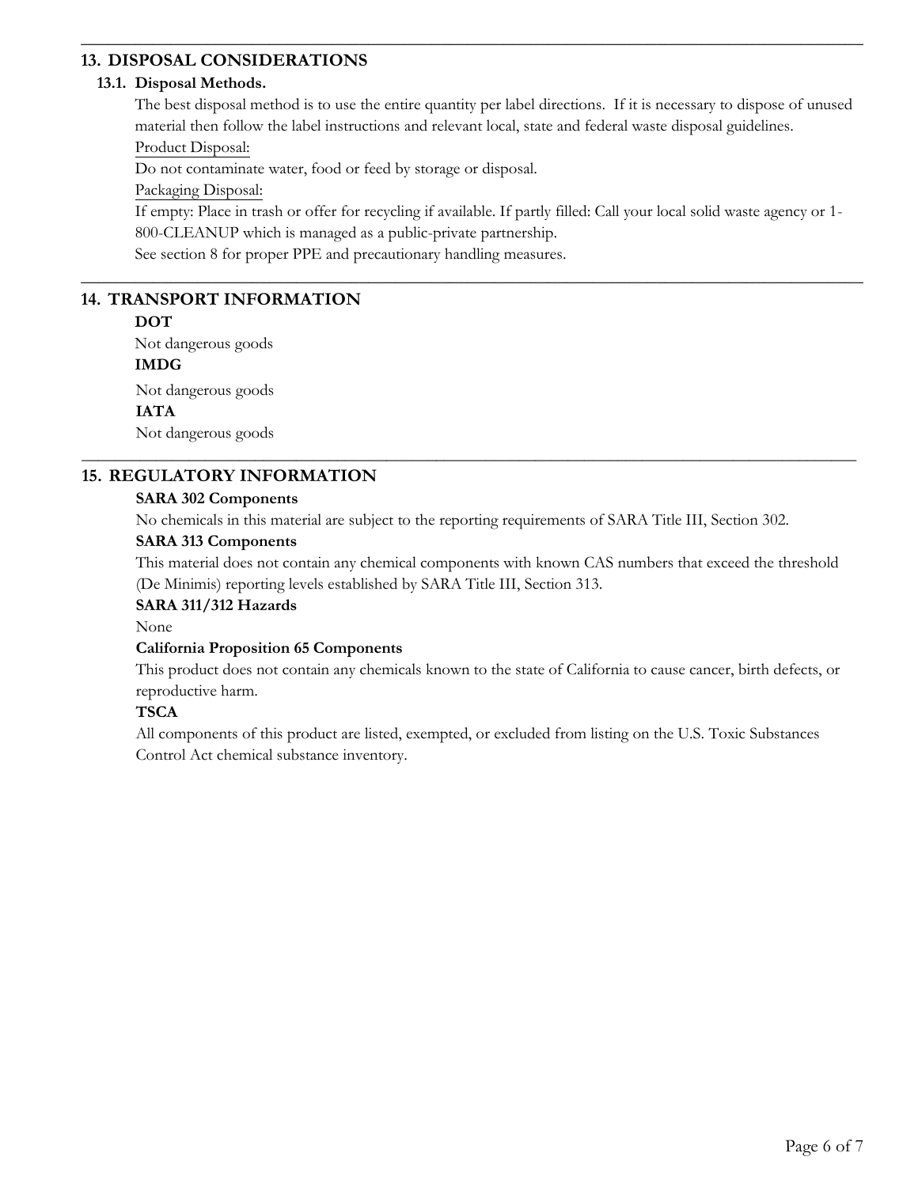## 13. DISPOSAL CONSIDERATIONS

### 13.1. Disposal Methods.

The best disposal method is to use the entire quantity per label directions. If it is necessary to dispose of unused material then follow the label instructions and relevant local, state and federal waste disposal guidelines.

Product Disposal:

Do not contaminate water, food or feed by storage or disposal.

Packaging Disposal:

If empty: Place in trash or offer for recycling if available. If partly filled: Call your local solid waste agency or 1-800-CLEANUP which is managed as a public-private partnership.

See section 8 for proper PPE and precautionary handling measures.

## 14. TRANSPORT INFORMATION

**DOT**

Not dangerous goods

**IMDG**

Not dangerous goods

**IATA**

Not dangerous goods

## 15. REGULATORY INFORMATION

**SARA 302 Components**

No chemicals in this material are subject to the reporting requirements of SARA Title III, Section 302.

**SARA 313 Components**

This material does not contain any chemical components with known CAS numbers that exceed the threshold (De Minimis) reporting levels established by SARA Title III, Section 313.

**SARA 311/312 Hazards**

None

**California Proposition 65 Components**

This product does not contain any chemicals known to the state of California to cause cancer, birth defects, or reproductive harm.

**TSCA**

All components of this product are listed, exempted, or excluded from listing on the U.S. Toxic Substances Control Act chemical substance inventory.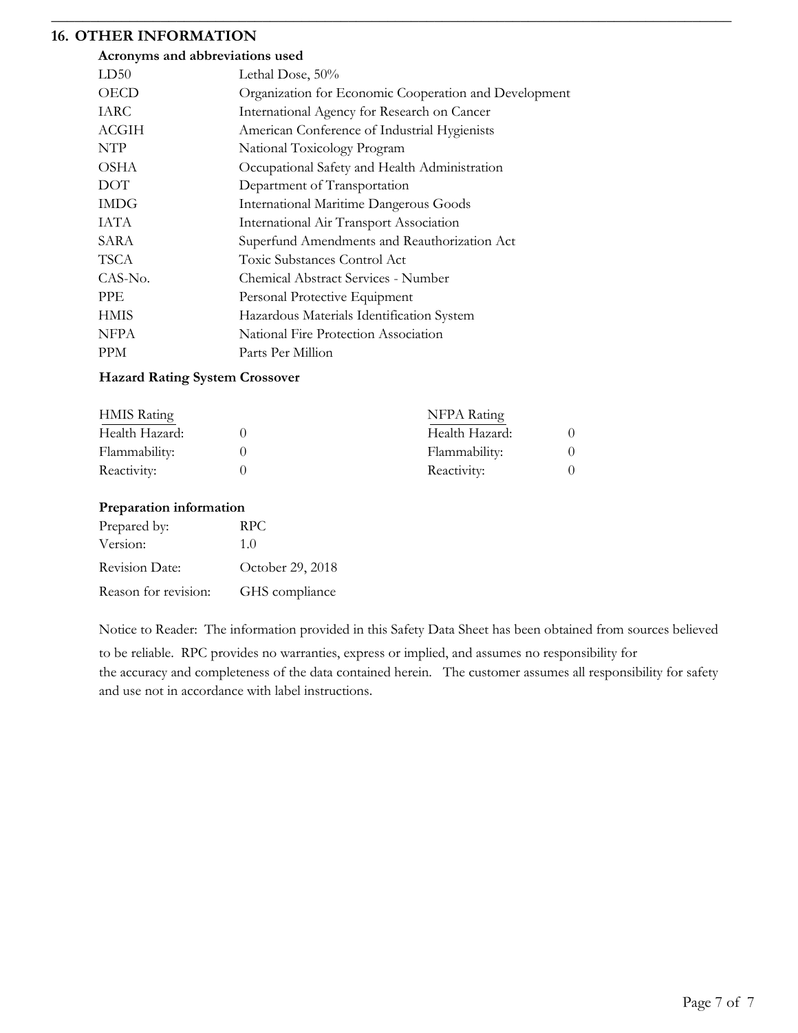## 16. OTHER INFORMATION

**Acronyms and abbreviations used**

| | |
|---|---|
| LD50 | Lethal Dose, 50% |
| OECD | Organization for Economic Cooperation and Development |
| IARC | International Agency for Research on Cancer |
| ACGIH | American Conference of Industrial Hygienists |
| NTP | National Toxicology Program |
| OSHA | Occupational Safety and Health Administration |
| DOT | Department of Transportation |
| IMDG | International Maritime Dangerous Goods |
| IATA | International Air Transport Association |
| SARA | Superfund Amendments and Reauthorization Act |
| TSCA | Toxic Substances Control Act |
| CAS-No. | Chemical Abstract Services - Number |
| PPE | Personal Protective Equipment |
| HMIS | Hazardous Materials Identification System |
| NFPA | National Fire Protection Association |
| PPM | Parts Per Million |

**Hazard Rating System Crossover**

| HMIS Rating | | NFPA Rating | |
|---|---|---|---|
| Health Hazard: | 0 | Health Hazard: | 0 |
| Flammability: | 0 | Flammability: | 0 |
| Reactivity: | 0 | Reactivity: | 0 |

**Preparation information**

| | |
|---|---|
| Prepared by: | RPC |
| Version: | 1.0 |
| Revision Date: | October 29, 2018 |
| Reason for revision: | GHS compliance |

Notice to Reader: The information provided in this Safety Data Sheet has been obtained from sources believed to be reliable. RPC provides no warranties, express or implied, and assumes no responsibility for the accuracy and completeness of the data contained herein. The customer assumes all responsibility for safety and use not in accordance with label instructions.